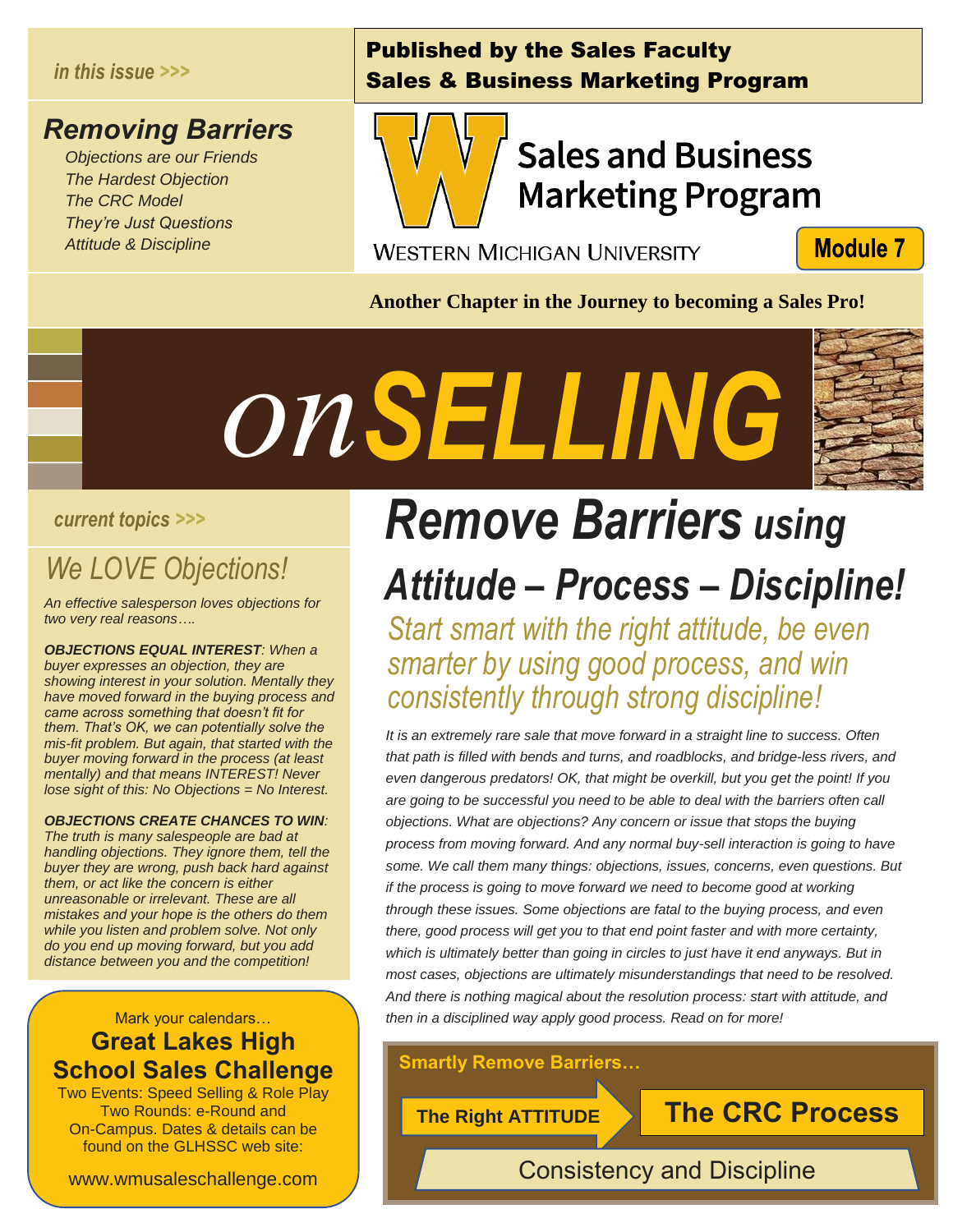*in this issue >>>*

## Removing Barriers

*Objections are our Friends*
*The Hardest Objection*
*The CRC Model*
*They're Just Questions*
*Attitude & Discipline*

**Published by the Sales Faculty**
**Sales & Business Marketing Program**

Sales and Business Marketing Program

WESTERN MICHIGAN UNIVERSITY

**Module 7**

**Another Chapter in the Journey to becoming a Sales Pro!**

# *on*SELLING

*current topics >>>*

## We LOVE Objections!

*An effective salesperson loves objections for two very real reasons….*

***OBJECTIONS EQUAL INTEREST****: When a buyer expresses an objection, they are showing interest in your solution. Mentally they have moved forward in the buying process and came across something that doesn't fit for them. That's OK, we can potentially solve the mis-fit problem. But again, that started with the buyer moving forward in the process (at least mentally) and that means INTEREST! Never lose sight of this: No Objections = No Interest.*

***OBJECTIONS CREATE CHANCES TO WIN****: The truth is many salespeople are bad at handling objections. They ignore them, tell the buyer they are wrong, push back hard against them, or act like the concern is either unreasonable or irrelevant. These are all mistakes and your hope is the others do them while you listen and problem solve. Not only do you end up moving forward, but you add distance between you and the competition!*

Mark your calendars…

**Great Lakes High School Sales Challenge**

Two Events: Speed Selling & Role Play
Two Rounds: e-Round and On-Campus. Dates & details can be found on the GLHSSC web site:

www.wmusaleschallenge.com

# *Remove Barriers using Attitude – Process – Discipline!*

*Start smart with the right attitude, be even smarter by using good process, and win consistently through strong discipline!*

*It is an extremely rare sale that move forward in a straight line to success. Often that path is filled with bends and turns, and roadblocks, and bridge-less rivers, and even dangerous predators! OK, that might be overkill, but you get the point! If you are going to be successful you need to be able to deal with the barriers often call objections. What are objections? Any concern or issue that stops the buying process from moving forward. And any normal buy-sell interaction is going to have some. We call them many things: objections, issues, concerns, even questions. But if the process is going to move forward we need to become good at working through these issues. Some objections are fatal to the buying process, and even there, good process will get you to that end point faster and with more certainty, which is ultimately better than going in circles to just have it end anyways. But in most cases, objections are ultimately misunderstandings that need to be resolved. And there is nothing magical about the resolution process: start with attitude, and then in a disciplined way apply good process. Read on for more!*

**Smartly Remove Barriers…**

**The Right ATTITUDE** → **The CRC Process**

Consistency and Discipline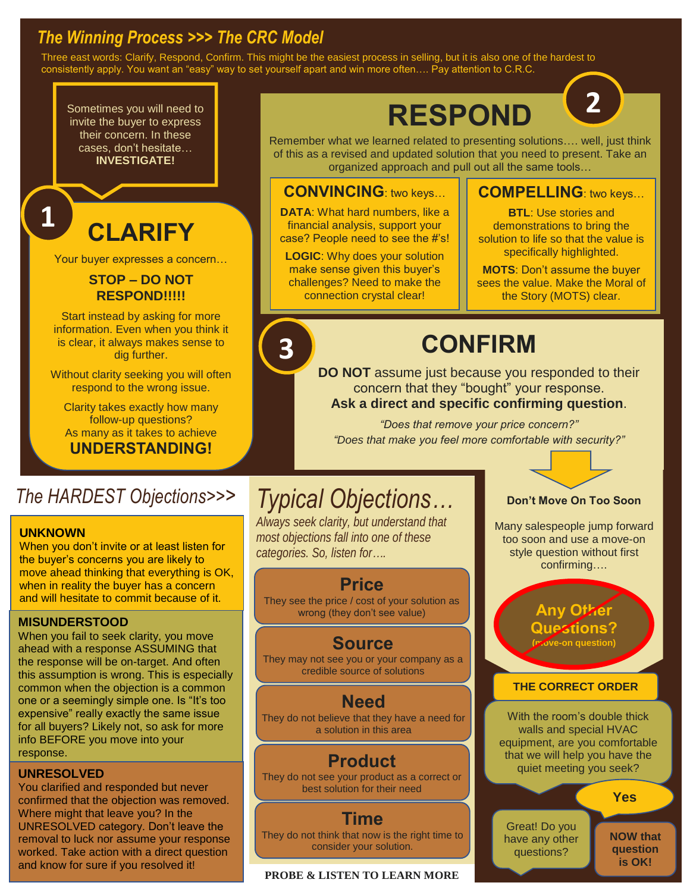# The Winning Process >>> The CRC Model

Three east words: Clarify, Respond, Confirm. This might be the easiest process in selling, but it is also one of the hardest to consistently apply. You want an "easy" way to set yourself apart and win more often…. Pay attention to C.R.C.

Sometimes you will need to invite the buyer to express their concern. In these cases, don't hesitate… **INVESTIGATE!**

## 1 CLARIFY

Your buyer expresses a concern…

**STOP – DO NOT RESPOND!!!!!**

Start instead by asking for more information. Even when you think it is clear, it always makes sense to dig further.

Without clarity seeking you will often respond to the wrong issue.

Clarity takes exactly how many follow-up questions?
As many as it takes to achieve **UNDERSTANDING!**

## 2 RESPOND

Remember what we learned related to presenting solutions…. well, just think of this as a revised and updated solution that you need to present. Take an organized approach and pull out all the same tools…

### CONVINCING: two keys…

**DATA**: What hard numbers, like a financial analysis, support your case? People need to see the #'s!

**LOGIC**: Why does your solution make sense given this buyer's challenges? Need to make the connection crystal clear!

### COMPELLING: two keys…

**BTL**: Use stories and demonstrations to bring the solution to life so that the value is specifically highlighted.

**MOTS**: Don't assume the buyer sees the value. Make the Moral of the Story (MOTS) clear.

## 3 CONFIRM

**DO NOT** assume just because you responded to their concern that they "bought" your response.
**Ask a direct and specific confirming question**.

*"Does that remove your price concern?"*
*"Does that make you feel more comfortable with security?"*

## The HARDEST Objections>>>

**UNKNOWN**
When you don't invite or at least listen for the buyer's concerns you are likely to move ahead thinking that everything is OK, when in reality the buyer has a concern and will hesitate to commit because of it.

**MISUNDERSTOOD**
When you fail to seek clarity, you move ahead with a response ASSUMING that the response will be on-target. And often this assumption is wrong. This is especially common when the objection is a common one or a seemingly simple one. Is "It's too expensive" really exactly the same issue for all buyers? Likely not, so ask for more info BEFORE you move into your response.

**UNRESOLVED**
You clarified and responded but never confirmed that the objection was removed. Where might that leave you? In the UNRESOLVED category. Don't leave the removal to luck nor assume your response worked. Take action with a direct question and know for sure if you resolved it!

## Typical Objections…

*Always seek clarity, but understand that most objections fall into one of these categories. So, listen for….*

**Price**
They see the price / cost of your solution as wrong (they don't see value)

**Source**
They may not see you or your company as a credible source of solutions

**Need**
They do not believe that they have a need for a solution in this area

**Product**
They do not see your product as a correct or best solution for their need

**Time**
They do not think that now is the right time to consider your solution.

**PROBE & LISTEN TO LEARN MORE**

**Don't Move On Too Soon**

Many salespeople jump forward too soon and use a move-on style question without first confirming….

~~Any Other Questions? (move-on question)~~

**THE CORRECT ORDER**

With the room's double thick walls and special HVAC equipment, are you comfortable that we will help you have the quiet meeting you seek?

**Yes**

Great! Do you have any other questions?

**NOW that question is OK!**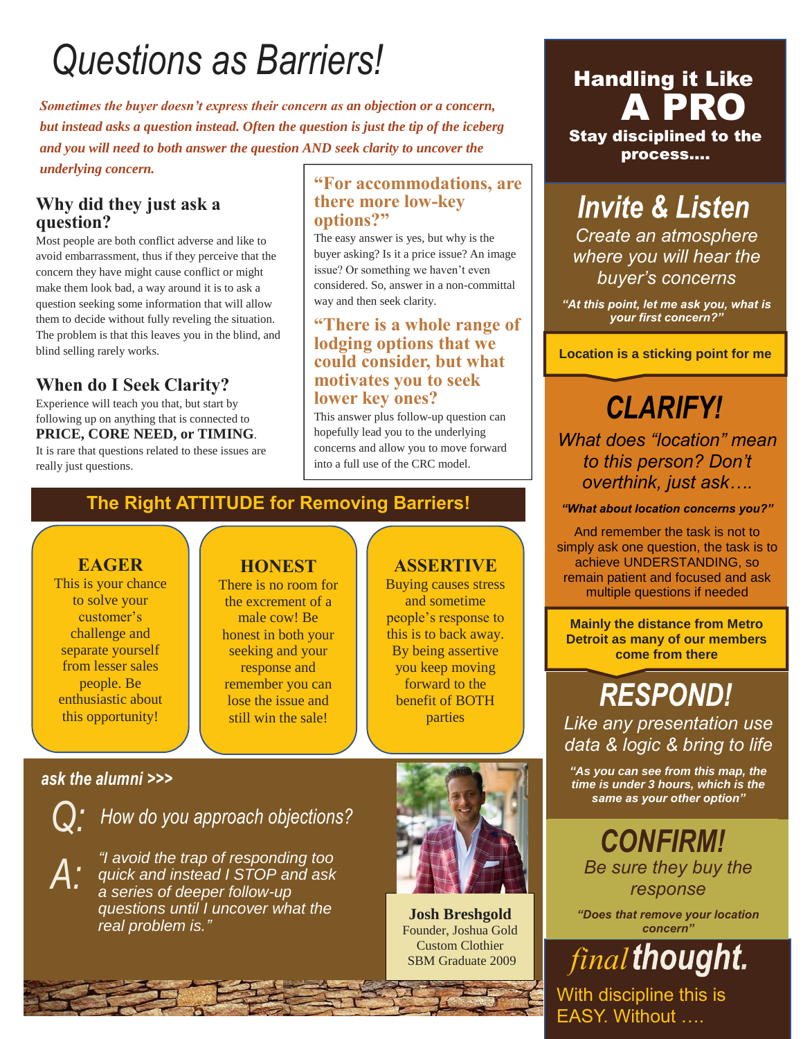# Questions as Barriers!

*Sometimes the buyer doesn't express their concern as an objection or a concern, but instead asks a question instead. Often the question is just the tip of the iceberg and you will need to both answer the question AND seek clarity to uncover the underlying concern.*

## Why did they just ask a question?

Most people are both conflict adverse and like to avoid embarrassment, thus if they perceive that the concern they have might cause conflict or might make them look bad, a way around it is to ask a question seeking some information that will allow them to decide without fully reveling the situation. The problem is that this leaves you in the blind, and blind selling rarely works.

## When do I Seek Clarity?

Experience will teach you that, but start by following up on anything that is connected to **PRICE, CORE NEED, or TIMING**. It is rare that questions related to these issues are really just questions.

### "For accommodations, are there more low-key options?"

The easy answer is yes, but why is the buyer asking? Is it a price issue? An image issue? Or something we haven't even considered. So, answer in a non-committal way and then seek clarity.

### "There is a whole range of lodging options that we could consider, but what motivates you to seek lower key ones?

This answer plus follow-up question can hopefully lead you to the underlying concerns and allow you to move forward into a full use of the CRC model.

## The Right ATTITUDE for Removing Barriers!

**EAGER**
This is your chance to solve your customer's challenge and separate yourself from lesser sales people. Be enthusiastic about this opportunity!

**HONEST**
There is no room for the excrement of a male cow! Be honest in both your seeking and your response and remember you can lose the issue and still win the sale!

**ASSERTIVE**
Buying causes stress and sometime people's response to this is to back away. By being assertive you keep moving forward to the benefit of BOTH parties

## ask the alumni >>>

**Q:** *How do you approach objections?*

**A:** *"I avoid the trap of responding too quick and instead I STOP and ask a series of deeper follow-up questions until I uncover what the real problem is."*

**Josh Breshgold**
Founder, Joshua Gold Custom Clothier
SBM Graduate 2009

## Handling it Like A PRO

**Stay disciplined to the process….**

### Invite & Listen

*Create an atmosphere where you will hear the buyer's concerns*

***"At this point, let me ask you, what is your first concern?"***

**Location is a sticking point for me**

### CLARIFY!

*What does "location" mean to this person? Don't overthink, just ask….*

***"What about location concerns you?"***

And remember the task is not to simply ask one question, the task is to achieve UNDERSTANDING, so remain patient and focused and ask multiple questions if needed

**Mainly the distance from Metro Detroit as many of our members come from there**

### RESPOND!

*Like any presentation use data & logic & bring to life*

***"As you can see from this map, the time is under 3 hours, which is the same as your other option"***

### CONFIRM!

*Be sure they buy the response*

***"Does that remove your location concern?"***

## *final* thought.

With discipline this is EASY. Without ….